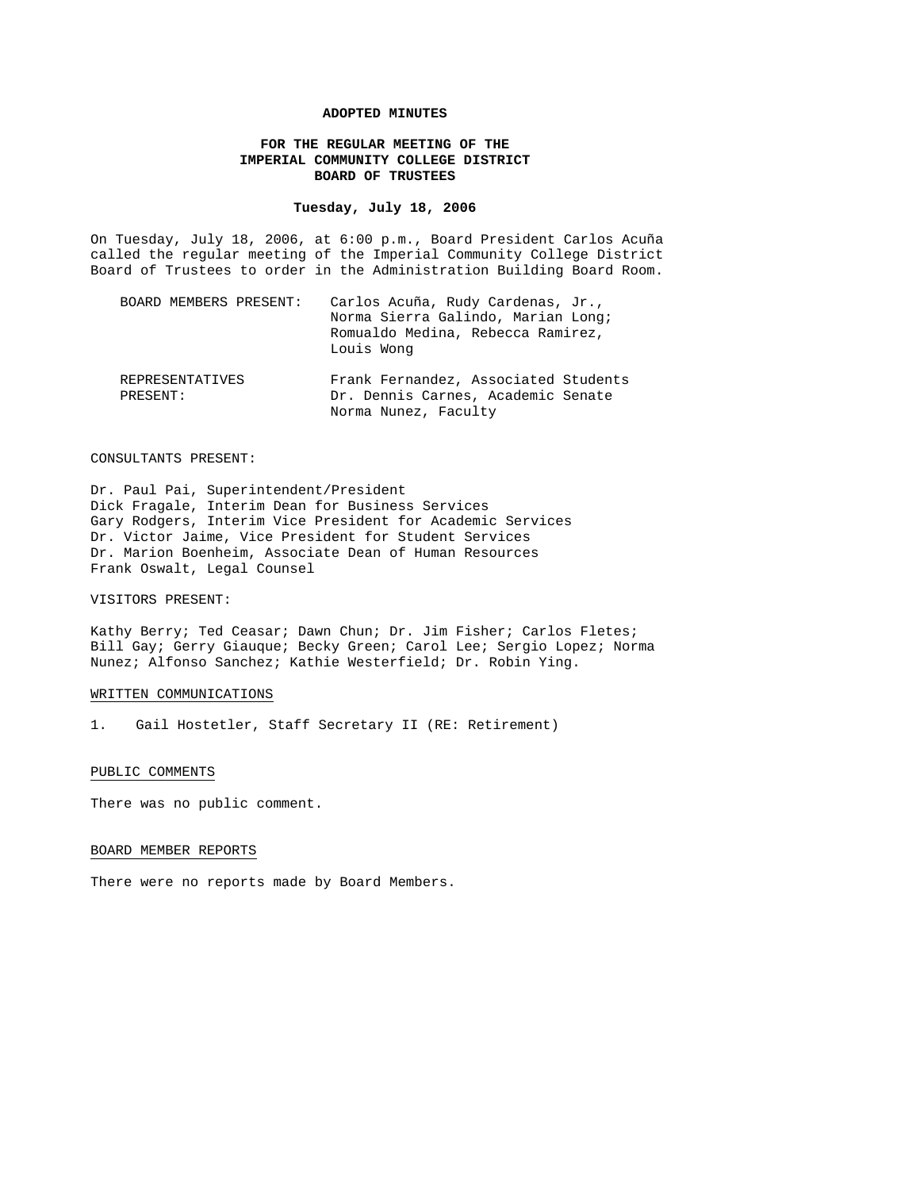# ADOPTED MINUTES

## FOR THE REGULAR MEETING OF THE IMPERIAL COMMUNITY COLLEGE DISTRICT BOARD OF TRUSTEES

**Tuesday, July 18, 2006**

On Tuesday, July 18, 2006, at 6:00 p.m., Board President Carlos Acuña called the regular meeting of the Imperial Community College District Board of Trustees to order in the Administration Building Board Room.

| | |
|---|---|
| BOARD MEMBERS PRESENT: | Carlos Acuña, Rudy Cardenas, Jr., Norma Sierra Galindo, Marian Long; Romualdo Medina, Rebecca Ramirez, Louis Wong |
| REPRESENTATIVES PRESENT: | Frank Fernandez, Associated Students<br>Dr. Dennis Carnes, Academic Senate<br>Norma Nunez, Faculty |

CONSULTANTS PRESENT:

Dr. Paul Pai, Superintendent/President
Dick Fragale, Interim Dean for Business Services
Gary Rodgers, Interim Vice President for Academic Services
Dr. Victor Jaime, Vice President for Student Services
Dr. Marion Boenheim, Associate Dean of Human Resources
Frank Oswalt, Legal Counsel

VISITORS PRESENT:

Kathy Berry; Ted Ceasar; Dawn Chun; Dr. Jim Fisher; Carlos Fletes; Bill Gay; Gerry Giauque; Becky Green; Carol Lee; Sergio Lopez; Norma Nunez; Alfonso Sanchez; Kathie Westerfield; Dr. Robin Ying.

WRITTEN COMMUNICATIONS

1. Gail Hostetler, Staff Secretary II (RE: Retirement)

PUBLIC COMMENTS

There was no public comment.

BOARD MEMBER REPORTS

There were no reports made by Board Members.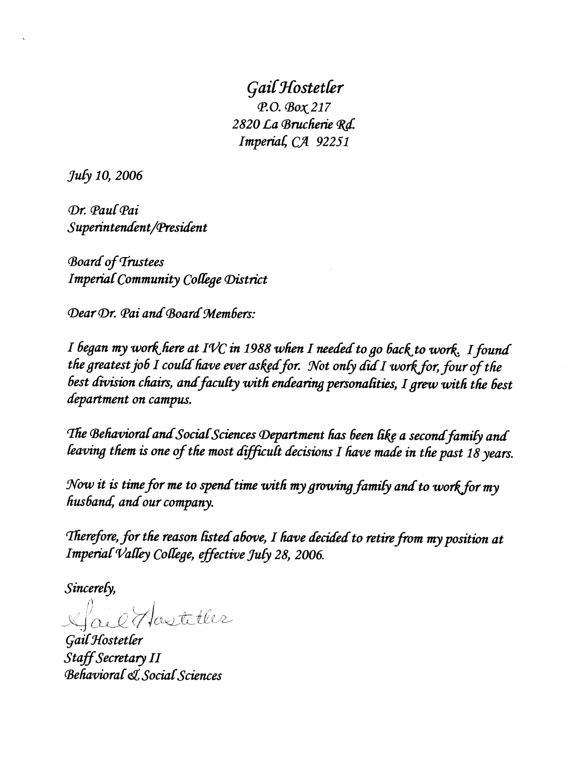*Gail Hostetler*
*P.O. Box 217*
*2820 La Brucherie Rd.*
*Imperial, CA 92251*

*July 10, 2006*

*Dr. Paul Pai*
*Superintendent/President*

*Board of Trustees*
*Imperial Community College District*

*Dear Dr. Pai and Board Members:*

*I began my work here at IVC in 1988 when I needed to go back to work. I found the greatest job I could have ever asked for. Not only did I work for, four of the best division chairs, and faculty with endearing personalities, I grew with the best department on campus.*

*The Behavioral and Social Sciences Department has been like a second family and leaving them is one of the most difficult decisions I have made in the past 18 years.*

*Now it is time for me to spend time with my growing family and to work for my husband, and our company.*

*Therefore, for the reason listed above, I have decided to retire from my position at Imperial Valley College, effective July 28, 2006.*

*Sincerely,*

Gail Hostetler

*Gail Hostetler*
*Staff Secretary II*
*Behavioral & Social Sciences*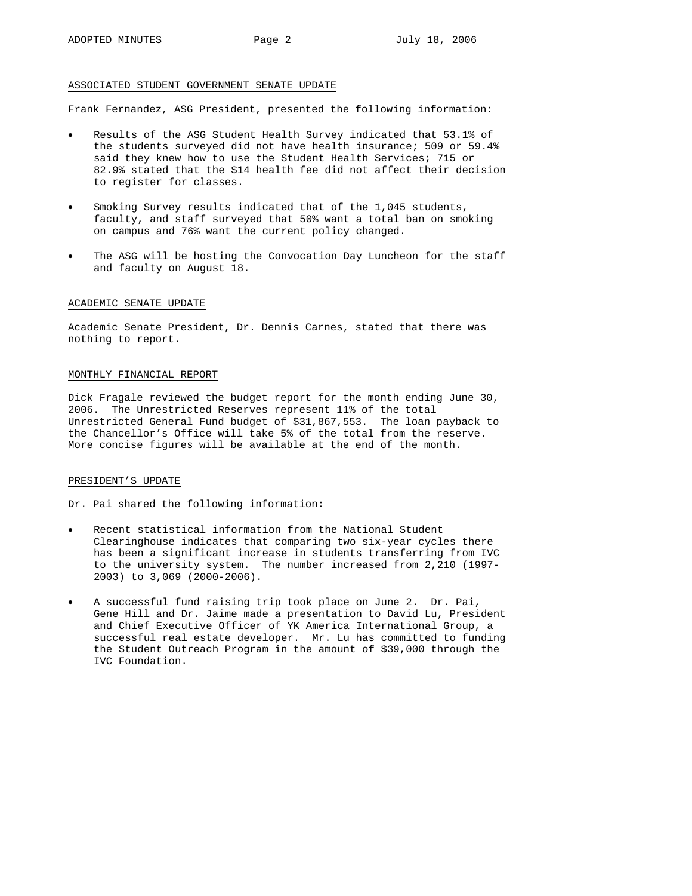## ASSOCIATED STUDENT GOVERNMENT SENATE UPDATE

Frank Fernandez, ASG President, presented the following information:

- Results of the ASG Student Health Survey indicated that 53.1% of the students surveyed did not have health insurance; 509 or 59.4% said they knew how to use the Student Health Services; 715 or 82.9% stated that the $14 health fee did not affect their decision to register for classes.
- Smoking Survey results indicated that of the 1,045 students, faculty, and staff surveyed that 50% want a total ban on smoking on campus and 76% want the current policy changed.
- The ASG will be hosting the Convocation Day Luncheon for the staff and faculty on August 18.

## ACADEMIC SENATE UPDATE

Academic Senate President, Dr. Dennis Carnes, stated that there was nothing to report.

## MONTHLY FINANCIAL REPORT

Dick Fragale reviewed the budget report for the month ending June 30, 2006. The Unrestricted Reserves represent 11% of the total Unrestricted General Fund budget of $31,867,553. The loan payback to the Chancellor's Office will take 5% of the total from the reserve. More concise figures will be available at the end of the month.

## PRESIDENT'S UPDATE

Dr. Pai shared the following information:

- Recent statistical information from the National Student Clearinghouse indicates that comparing two six-year cycles there has been a significant increase in students transferring from IVC to the university system. The number increased from 2,210 (1997-2003) to 3,069 (2000-2006).
- A successful fund raising trip took place on June 2. Dr. Pai, Gene Hill and Dr. Jaime made a presentation to David Lu, President and Chief Executive Officer of YK America International Group, a successful real estate developer. Mr. Lu has committed to funding the Student Outreach Program in the amount of $39,000 through the IVC Foundation.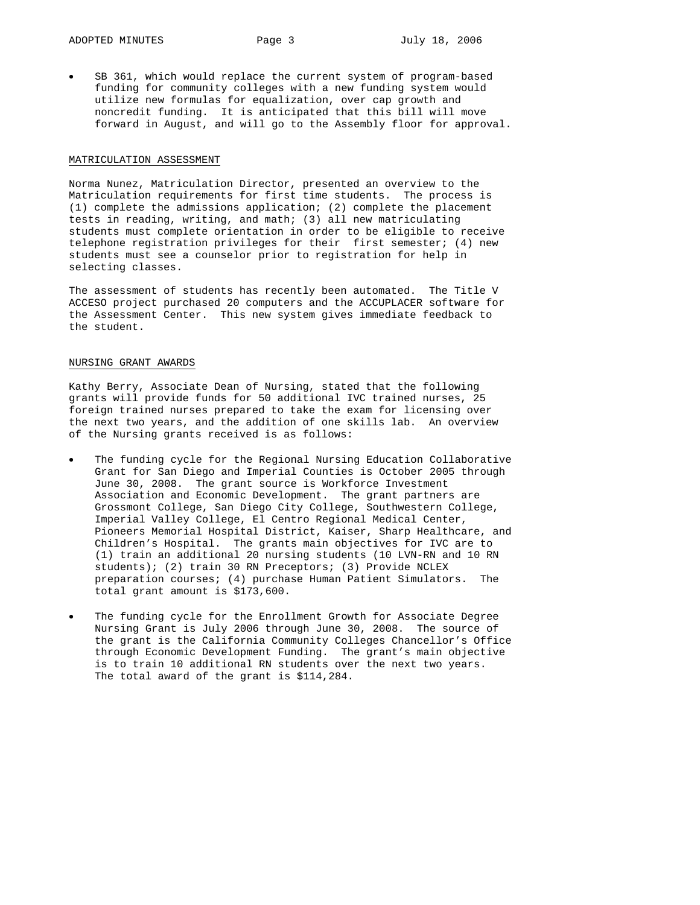- SB 361, which would replace the current system of program-based funding for community colleges with a new funding system would utilize new formulas for equalization, over cap growth and noncredit funding. It is anticipated that this bill will move forward in August, and will go to the Assembly floor for approval.

## MATRICULATION ASSESSMENT

Norma Nunez, Matriculation Director, presented an overview to the Matriculation requirements for first time students. The process is (1) complete the admissions application; (2) complete the placement tests in reading, writing, and math; (3) all new matriculating students must complete orientation in order to be eligible to receive telephone registration privileges for their first semester; (4) new students must see a counselor prior to registration for help in selecting classes.

The assessment of students has recently been automated. The Title V ACCESO project purchased 20 computers and the ACCUPLACER software for the Assessment Center. This new system gives immediate feedback to the student.

## NURSING GRANT AWARDS

Kathy Berry, Associate Dean of Nursing, stated that the following grants will provide funds for 50 additional IVC trained nurses, 25 foreign trained nurses prepared to take the exam for licensing over the next two years, and the addition of one skills lab. An overview of the Nursing grants received is as follows:

- The funding cycle for the Regional Nursing Education Collaborative Grant for San Diego and Imperial Counties is October 2005 through June 30, 2008. The grant source is Workforce Investment Association and Economic Development. The grant partners are Grossmont College, San Diego City College, Southwestern College, Imperial Valley College, El Centro Regional Medical Center, Pioneers Memorial Hospital District, Kaiser, Sharp Healthcare, and Children's Hospital. The grants main objectives for IVC are to (1) train an additional 20 nursing students (10 LVN-RN and 10 RN students); (2) train 30 RN Preceptors; (3) Provide NCLEX preparation courses; (4) purchase Human Patient Simulators. The total grant amount is $173,600.

- The funding cycle for the Enrollment Growth for Associate Degree Nursing Grant is July 2006 through June 30, 2008. The source of the grant is the California Community Colleges Chancellor's Office through Economic Development Funding. The grant's main objective is to train 10 additional RN students over the next two years. The total award of the grant is $114,284.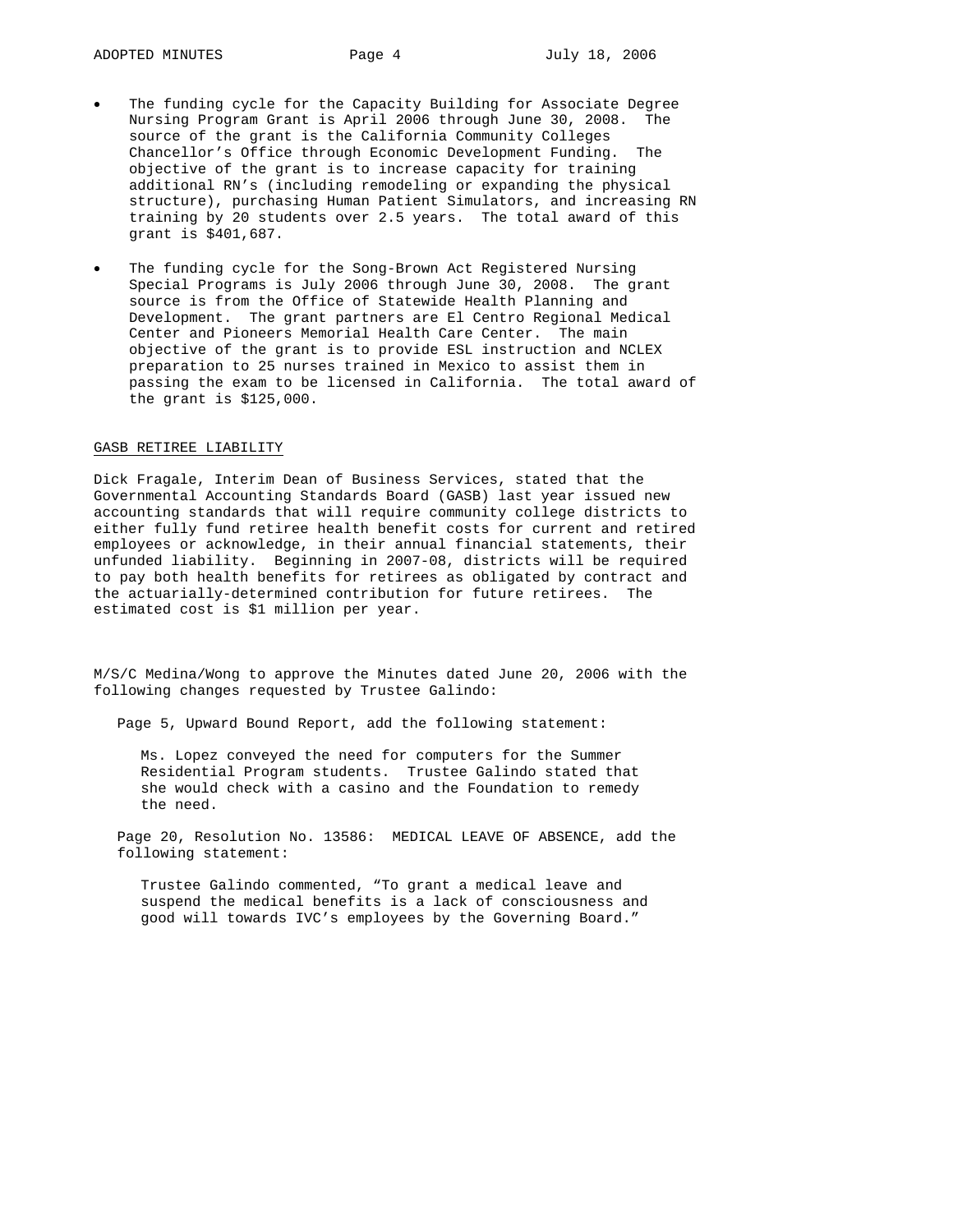- The funding cycle for the Capacity Building for Associate Degree Nursing Program Grant is April 2006 through June 30, 2008. The source of the grant is the California Community Colleges Chancellor's Office through Economic Development Funding. The objective of the grant is to increase capacity for training additional RN's (including remodeling or expanding the physical structure), purchasing Human Patient Simulators, and increasing RN training by 20 students over 2.5 years. The total award of this grant is $401,687.

- The funding cycle for the Song-Brown Act Registered Nursing Special Programs is July 2006 through June 30, 2008. The grant source is from the Office of Statewide Health Planning and Development. The grant partners are El Centro Regional Medical Center and Pioneers Memorial Health Care Center. The main objective of the grant is to provide ESL instruction and NCLEX preparation to 25 nurses trained in Mexico to assist them in passing the exam to be licensed in California. The total award of the grant is $125,000.

## GASB RETIREE LIABILITY

Dick Fragale, Interim Dean of Business Services, stated that the Governmental Accounting Standards Board (GASB) last year issued new accounting standards that will require community college districts to either fully fund retiree health benefit costs for current and retired employees or acknowledge, in their annual financial statements, their unfunded liability. Beginning in 2007-08, districts will be required to pay both health benefits for retirees as obligated by contract and the actuarially-determined contribution for future retirees. The estimated cost is $1 million per year.

M/S/C Medina/Wong to approve the Minutes dated June 20, 2006 with the following changes requested by Trustee Galindo:

Page 5, Upward Bound Report, add the following statement:

> Ms. Lopez conveyed the need for computers for the Summer Residential Program students. Trustee Galindo stated that she would check with a casino and the Foundation to remedy the need.

Page 20, Resolution No. 13586: MEDICAL LEAVE OF ABSENCE, add the following statement:

> Trustee Galindo commented, "To grant a medical leave and suspend the medical benefits is a lack of consciousness and good will towards IVC's employees by the Governing Board."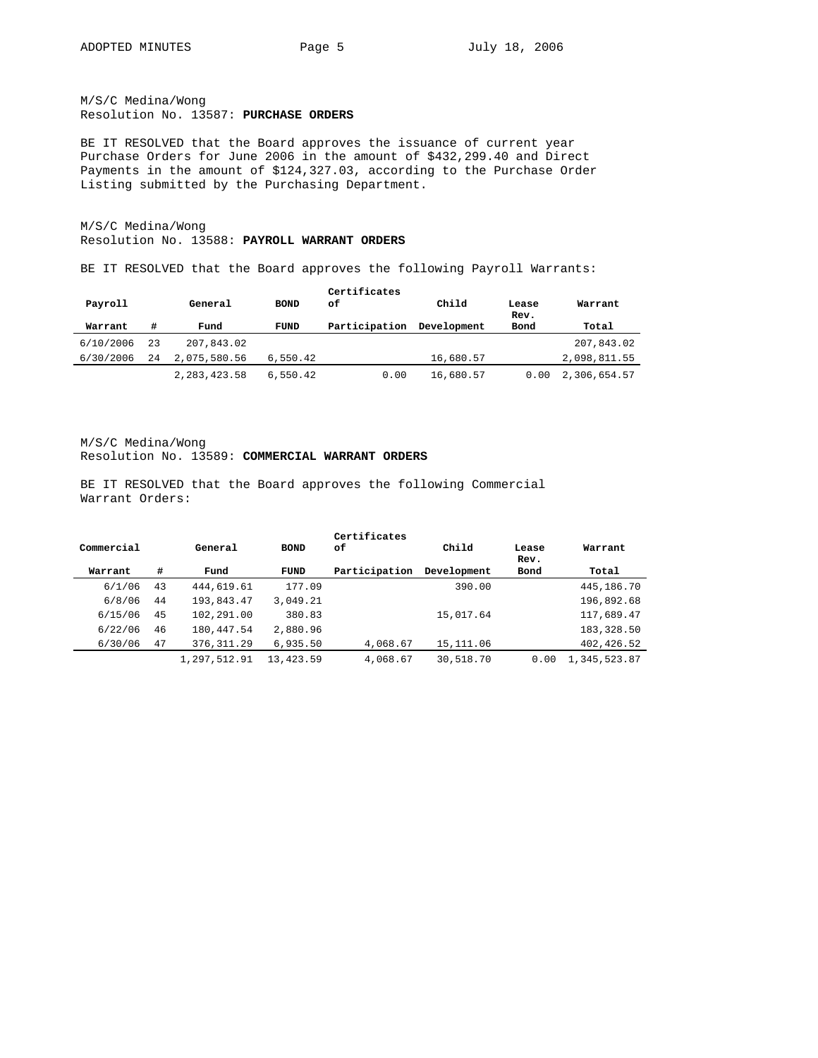M/S/C Medina/Wong
Resolution No. 13587: **PURCHASE ORDERS**

BE IT RESOLVED that the Board approves the issuance of current year Purchase Orders for June 2006 in the amount of $432,299.40 and Direct Payments in the amount of $124,327.03, according to the Purchase Order Listing submitted by the Purchasing Department.

M/S/C Medina/Wong
Resolution No. 13588: **PAYROLL WARRANT ORDERS**

BE IT RESOLVED that the Board approves the following Payroll Warrants:

| Payroll Warrant | # | General Fund | BOND FUND | Certificates of Participation | Child Development | Lease Rev. Bond | Warrant Total |
|---|---|---|---|---|---|---|---|
| 6/10/2006 | 23 | 207,843.02 | | | | | 207,843.02 |
| 6/30/2006 | 24 | 2,075,580.56 | 6,550.42 | | 16,680.57 | | 2,098,811.55 |
| | | 2,283,423.58 | 6,550.42 | 0.00 | 16,680.57 | 0.00 | 2,306,654.57 |

M/S/C Medina/Wong
Resolution No. 13589: **COMMERCIAL WARRANT ORDERS**

BE IT RESOLVED that the Board approves the following Commercial Warrant Orders:

| Commercial Warrant | # | General Fund | BOND FUND | Certificates of Participation | Child Development | Lease Rev. Bond | Warrant Total |
|---|---|---|---|---|---|---|---|
| 6/1/06 | 43 | 444,619.61 | 177.09 | | 390.00 | | 445,186.70 |
| 6/8/06 | 44 | 193,843.47 | 3,049.21 | | | | 196,892.68 |
| 6/15/06 | 45 | 102,291.00 | 380.83 | | 15,017.64 | | 117,689.47 |
| 6/22/06 | 46 | 180,447.54 | 2,880.96 | | | | 183,328.50 |
| 6/30/06 | 47 | 376,311.29 | 6,935.50 | 4,068.67 | 15,111.06 | | 402,426.52 |
| | | 1,297,512.91 | 13,423.59 | 4,068.67 | 30,518.70 | 0.00 | 1,345,523.87 |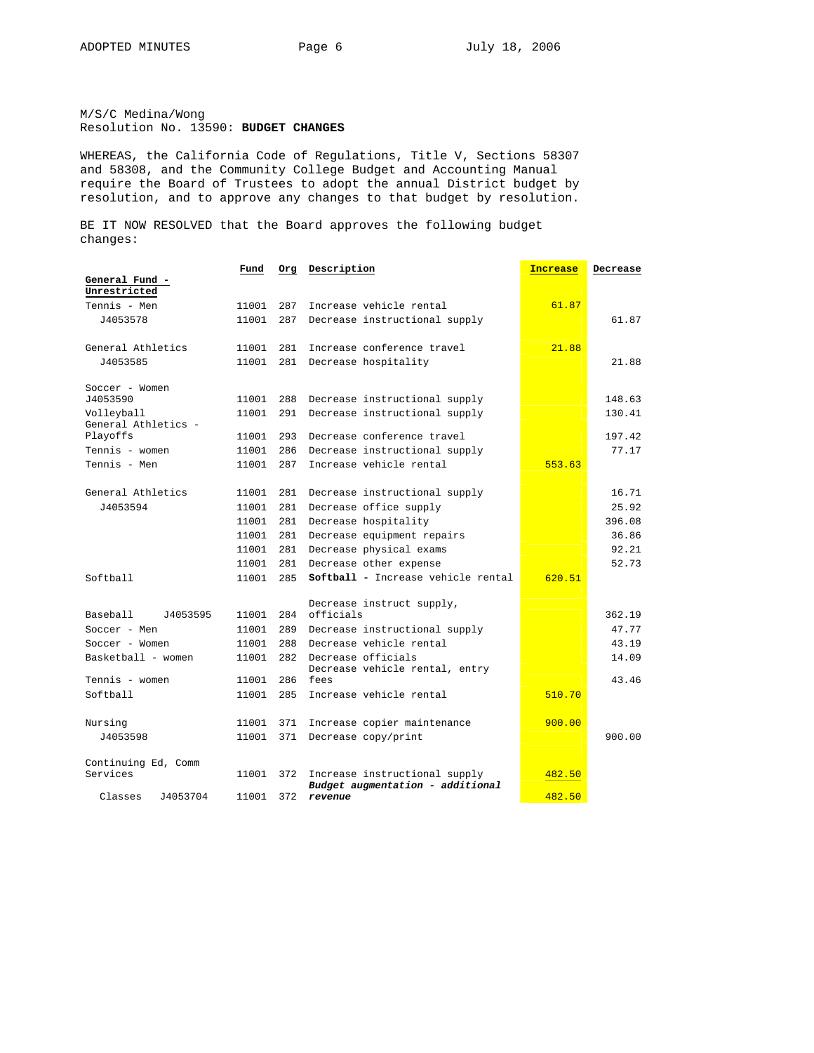M/S/C Medina/Wong
Resolution No. 13590: **BUDGET CHANGES**

WHEREAS, the California Code of Regulations, Title V, Sections 58307 and 58308, and the Community College Budget and Accounting Manual require the Board of Trustees to adopt the annual District budget by resolution, and to approve any changes to that budget by resolution.

BE IT NOW RESOLVED that the Board approves the following budget changes:

| | Fund | Org | Description | Increase | Decrease |
|---|---|---|---|---|---|
| **General Fund - Unrestricted** | | | | | |
| Tennis - Men | 11001 | 287 | Increase vehicle rental | 61.87 | |
| J4053578 | 11001 | 287 | Decrease instructional supply | | 61.87 |
| | | | | | |
| General Athletics | 11001 | 281 | Increase conference travel | 21.88 | |
| J4053585 | 11001 | 281 | Decrease hospitality | | 21.88 |
| | | | | | |
| Soccer - Women J4053590 | 11001 | 288 | Decrease instructional supply | | 148.63 |
| Volleyball | 11001 | 291 | Decrease instructional supply | | 130.41 |
| General Athletics - Playoffs | 11001 | 293 | Decrease conference travel | | 197.42 |
| Tennis - women | 11001 | 286 | Decrease instructional supply | | 77.17 |
| Tennis - Men | 11001 | 287 | Increase vehicle rental | 553.63 | |
| | | | | | |
| General Athletics | 11001 | 281 | Decrease instructional supply | | 16.71 |
| J4053594 | 11001 | 281 | Decrease office supply | | 25.92 |
| | 11001 | 281 | Decrease hospitality | | 396.08 |
| | 11001 | 281 | Decrease equipment repairs | | 36.86 |
| | 11001 | 281 | Decrease physical exams | | 92.21 |
| | 11001 | 281 | Decrease other expense | | 52.73 |
| Softball | 11001 | 285 | **Softball -** Increase vehicle rental | 620.51 | |
| | | | | | |
| Baseball J4053595 | 11001 | 284 | Decrease instruct supply, officials | | 362.19 |
| Soccer - Men | 11001 | 289 | Decrease instructional supply | | 47.77 |
| Soccer - Women | 11001 | 288 | Decrease vehicle rental | | 43.19 |
| Basketball - women | 11001 | 282 | Decrease officials | | 14.09 |
| Tennis - women | 11001 | 286 | Decrease vehicle rental, entry fees | | 43.46 |
| Softball | 11001 | 285 | Increase vehicle rental | 510.70 | |
| | | | | | |
| Nursing | 11001 | 371 | Increase copier maintenance | 900.00 | |
| J4053598 | 11001 | 371 | Decrease copy/print | | 900.00 |
| | | | | | |
| Continuing Ed, Comm Services | 11001 | 372 | Increase instructional supply | 482.50 | |
| Classes J4053704 | 11001 | 372 | ***Budget augmentation - additional revenue*** | 482.50 | |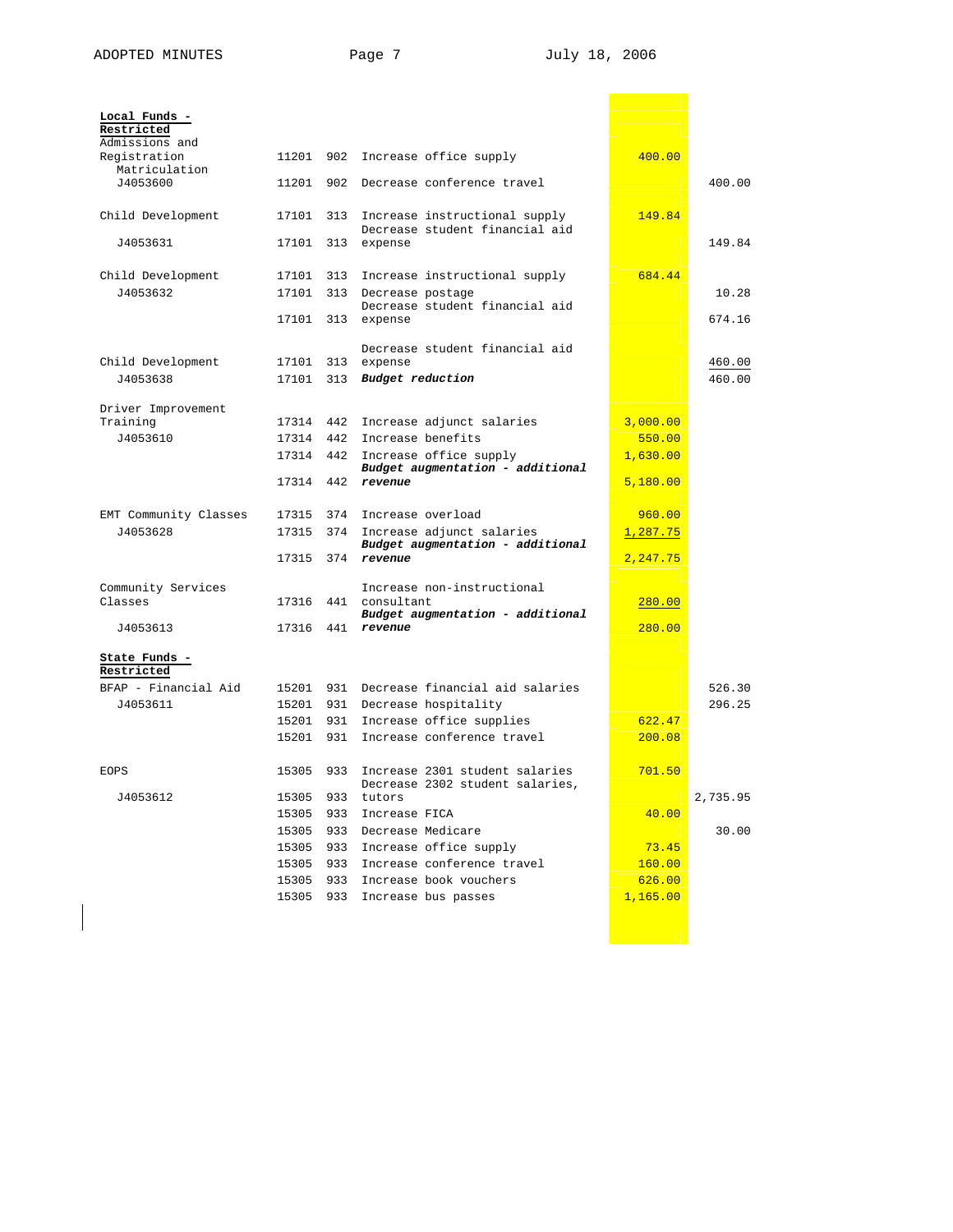| | | | | | |
|---|---|---|---|---|---|
| **Local Funds - Restricted** | | | | | |
| Admissions and Registration | 11201 | 902 | Increase office supply | 400.00 | |
| Matriculation J4053600 | 11201 | 902 | Decrease conference travel | | 400.00 |
| Child Development | 17101 | 313 | Increase instructional supply | 149.84 | |
| J4053631 | 17101 | 313 | Decrease student financial aid expense | | 149.84 |
| Child Development | 17101 | 313 | Increase instructional supply | 684.44 | |
| J4053632 | 17101 | 313 | Decrease postage | | 10.28 |
| | 17101 | 313 | Decrease student financial aid expense | | 674.16 |
| Child Development | 17101 | 313 | Decrease student financial aid expense | | 460.00 |
| J4053638 | 17101 | 313 | ***Budget reduction*** | | 460.00 |
| Driver Improvement Training | 17314 | 442 | Increase adjunct salaries | 3,000.00 | |
| J4053610 | 17314 | 442 | Increase benefits | 550.00 | |
| | 17314 | 442 | Increase office supply | 1,630.00 | |
| | 17314 | 442 | ***Budget augmentation - additional revenue*** | 5,180.00 | |
| EMT Community Classes | 17315 | 374 | Increase overload | 960.00 | |
| J4053628 | 17315 | 374 | Increase adjunct salaries | 1,287.75 | |
| | 17315 | 374 | ***Budget augmentation - additional revenue*** | 2,247.75 | |
| Community Services Classes | 17316 | 441 | Increase non-instructional consultant | 280.00 | |
| J4053613 | 17316 | 441 | ***Budget augmentation - additional revenue*** | 280.00 | |
| **State Funds - Restricted** | | | | | |
| BFAP - Financial Aid | 15201 | 931 | Decrease financial aid salaries | | 526.30 |
| J4053611 | 15201 | 931 | Decrease hospitality | | 296.25 |
| | 15201 | 931 | Increase office supplies | 622.47 | |
| | 15201 | 931 | Increase conference travel | 200.08 | |
| EOPS | 15305 | 933 | Increase 2301 student salaries | 701.50 | |
| J4053612 | 15305 | 933 | Decrease 2302 student salaries, tutors | | 2,735.95 |
| | 15305 | 933 | Increase FICA | 40.00 | |
| | 15305 | 933 | Decrease Medicare | | 30.00 |
| | 15305 | 933 | Increase office supply | 73.45 | |
| | 15305 | 933 | Increase conference travel | 160.00 | |
| | 15305 | 933 | Increase book vouchers | 626.00 | |
| | 15305 | 933 | Increase bus passes | 1,165.00 | |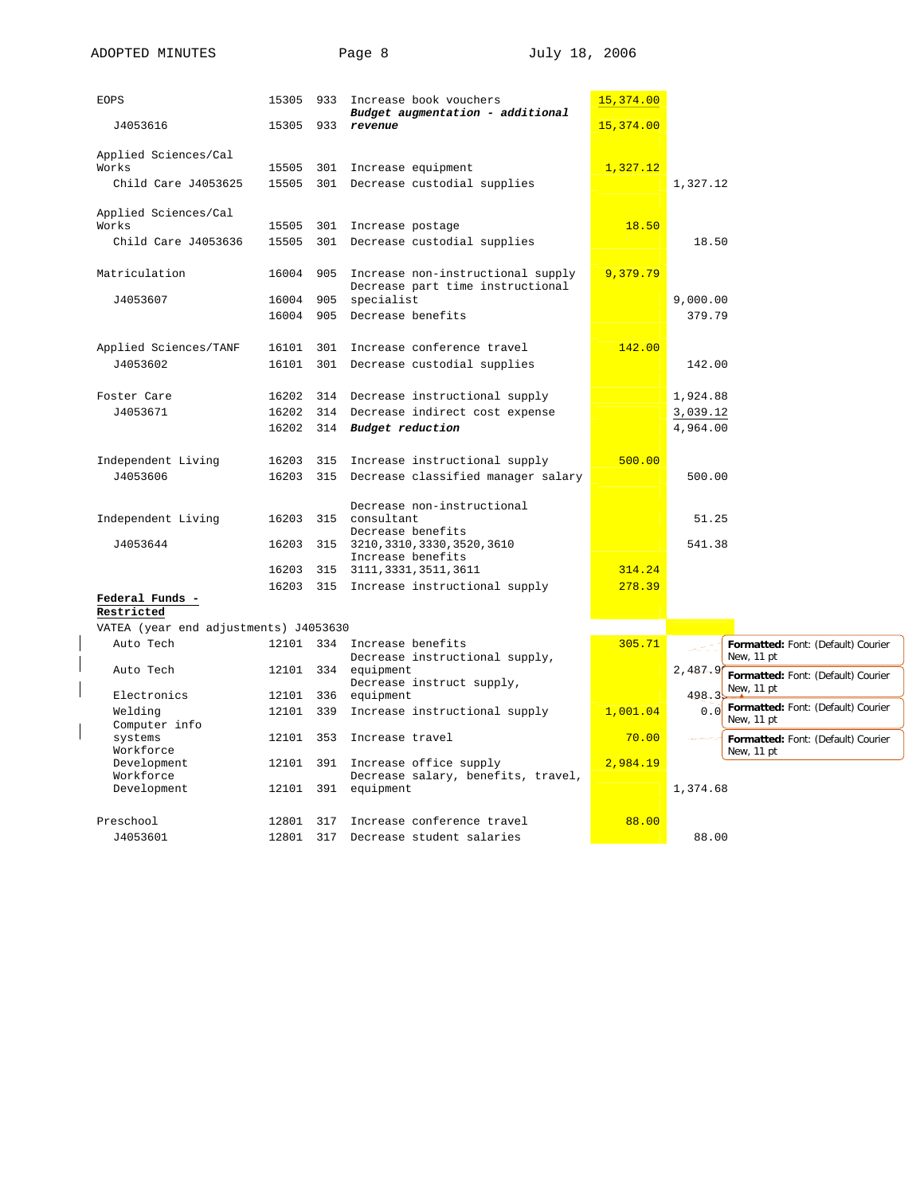| Program | Fund | Org | Description | Increase | Decrease |
|---|---|---|---|---|---|
| EOPS | 15305 | 933 | Increase book vouchers | 15,374.00 | |
| J4053616 | 15305 | 933 | ***Budget augmentation - additional revenue*** | 15,374.00 | |
| Applied Sciences/Cal Works | 15505 | 301 | Increase equipment | 1,327.12 | |
| Child Care J4053625 | 15505 | 301 | Decrease custodial supplies | | 1,327.12 |
| Applied Sciences/Cal Works | 15505 | 301 | Increase postage | 18.50 | |
| Child Care J4053636 | 15505 | 301 | Decrease custodial supplies | | 18.50 |
| Matriculation | 16004 | 905 | Increase non-instructional supply | 9,379.79 | |
| J4053607 | 16004 | 905 | Decrease part time instructional specialist | | 9,000.00 |
| | 16004 | 905 | Decrease benefits | | 379.79 |
| Applied Sciences/TANF | 16101 | 301 | Increase conference travel | 142.00 | |
| J4053602 | 16101 | 301 | Decrease custodial supplies | | 142.00 |
| Foster Care | 16202 | 314 | Decrease instructional supply | | 1,924.88 |
| J4053671 | 16202 | 314 | Decrease indirect cost expense | | 3,039.12 |
| | 16202 | 314 | ***Budget reduction*** | | 4,964.00 |
| Independent Living | 16203 | 315 | Increase instructional supply | 500.00 | |
| J4053606 | 16203 | 315 | Decrease classified manager salary | | 500.00 |
| Independent Living | 16203 | 315 | Decrease non-instructional consultant | | 51.25 |
| J4053644 | 16203 | 315 | Decrease benefits 3210,3310,3330,3520,3610 | | 541.38 |
| | 16203 | 315 | Increase benefits 3111,3331,3511,3611 | 314.24 | |
| | 16203 | 315 | Increase instructional supply | 278.39 | |
| **Federal Funds - Restricted** | | | | | |
| VATEA (year end adjustments) J4053630 | | | | | |
| Auto Tech | 12101 | 334 | Increase benefits | 305.71 | |
| Auto Tech | 12101 | 334 | Decrease instructional supply, equipment | | 2,487.9 |
| Electronics | 12101 | 336 | Decrease instruct supply, equipment | | 498.3 |
| Welding | 12101 | 339 | Increase instructional supply | 1,001.04 | 0.0 |
| Computer info systems | 12101 | 353 | Increase travel | 70.00 | |
| Workforce Development | 12101 | 391 | Increase office supply | 2,984.19 | |
| Workforce Development | 12101 | 391 | Decrease salary, benefits, travel, equipment | | 1,374.68 |
| Preschool | 12801 | 317 | Increase conference travel | 88.00 | |
| J4053601 | 12801 | 317 | Decrease student salaries | | 88.00 |

Formatted: Font: (Default) Courier New, 11 pt

Formatted: Font: (Default) Courier New, 11 pt

Formatted: Font: (Default) Courier New, 11 pt

Formatted: Font: (Default) Courier New, 11 pt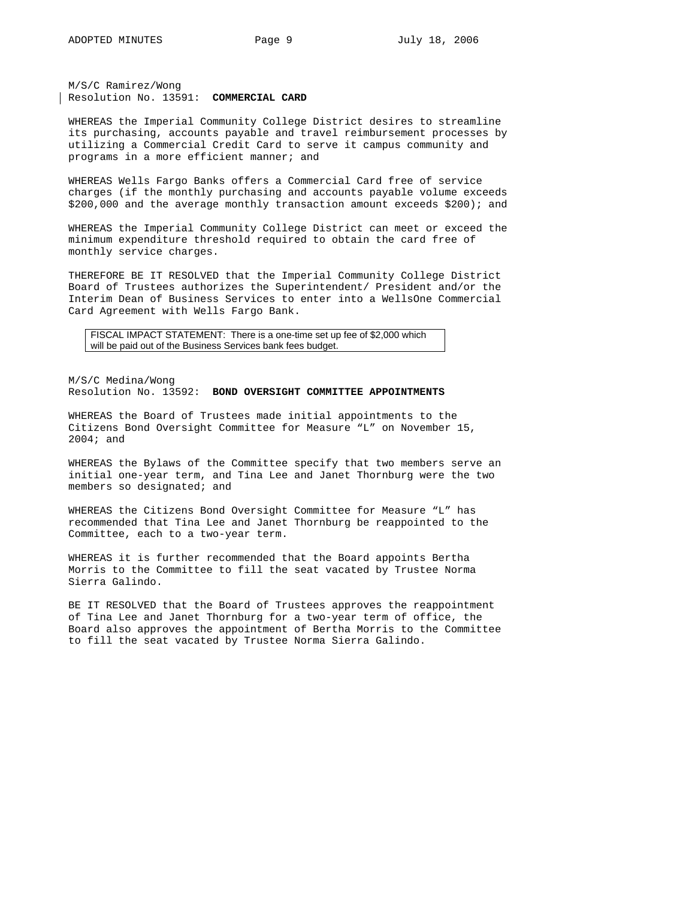M/S/C Ramirez/Wong
Resolution No. 13591: **COMMERCIAL CARD**

WHEREAS the Imperial Community College District desires to streamline its purchasing, accounts payable and travel reimbursement processes by utilizing a Commercial Credit Card to serve it campus community and programs in a more efficient manner; and

WHEREAS Wells Fargo Banks offers a Commercial Card free of service charges (if the monthly purchasing and accounts payable volume exceeds $200,000 and the average monthly transaction amount exceeds $200); and

WHEREAS the Imperial Community College District can meet or exceed the minimum expenditure threshold required to obtain the card free of monthly service charges.

THEREFORE BE IT RESOLVED that the Imperial Community College District Board of Trustees authorizes the Superintendent/ President and/or the Interim Dean of Business Services to enter into a WellsOne Commercial Card Agreement with Wells Fargo Bank.

FISCAL IMPACT STATEMENT: There is a one-time set up fee of $2,000 which will be paid out of the Business Services bank fees budget.

M/S/C Medina/Wong
Resolution No. 13592: **BOND OVERSIGHT COMMITTEE APPOINTMENTS**

WHEREAS the Board of Trustees made initial appointments to the Citizens Bond Oversight Committee for Measure "L" on November 15, 2004; and

WHEREAS the Bylaws of the Committee specify that two members serve an initial one-year term, and Tina Lee and Janet Thornburg were the two members so designated; and

WHEREAS the Citizens Bond Oversight Committee for Measure "L" has recommended that Tina Lee and Janet Thornburg be reappointed to the Committee, each to a two-year term.

WHEREAS it is further recommended that the Board appoints Bertha Morris to the Committee to fill the seat vacated by Trustee Norma Sierra Galindo.

BE IT RESOLVED that the Board of Trustees approves the reappointment of Tina Lee and Janet Thornburg for a two-year term of office, the Board also approves the appointment of Bertha Morris to the Committee to fill the seat vacated by Trustee Norma Sierra Galindo.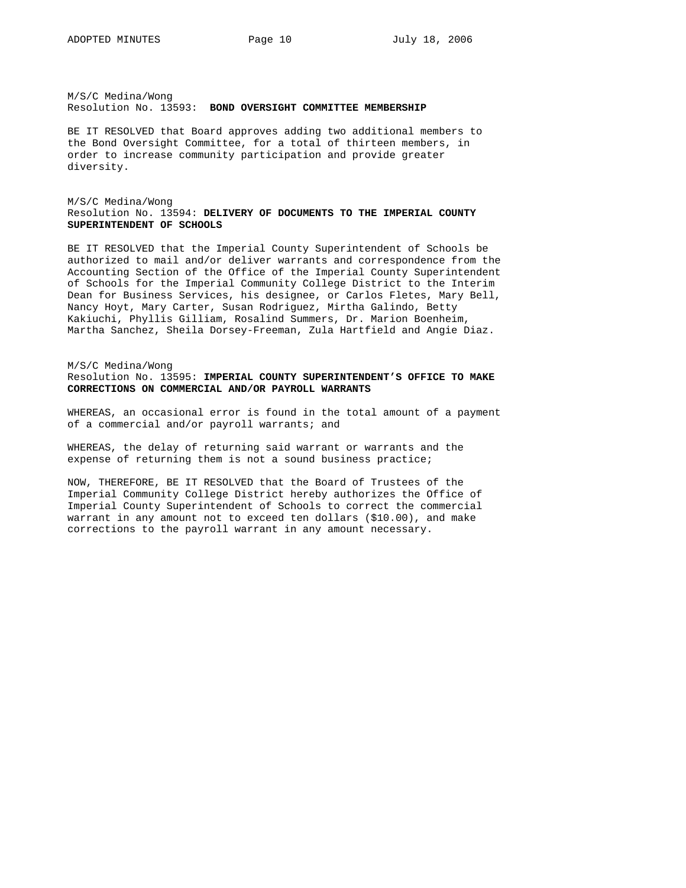M/S/C Medina/Wong
Resolution No. 13593: **BOND OVERSIGHT COMMITTEE MEMBERSHIP**

BE IT RESOLVED that Board approves adding two additional members to the Bond Oversight Committee, for a total of thirteen members, in order to increase community participation and provide greater diversity.

M/S/C Medina/Wong
Resolution No. 13594: **DELIVERY OF DOCUMENTS TO THE IMPERIAL COUNTY SUPERINTENDENT OF SCHOOLS**

BE IT RESOLVED that the Imperial County Superintendent of Schools be authorized to mail and/or deliver warrants and correspondence from the Accounting Section of the Office of the Imperial County Superintendent of Schools for the Imperial Community College District to the Interim Dean for Business Services, his designee, or Carlos Fletes, Mary Bell, Nancy Hoyt, Mary Carter, Susan Rodriguez, Mirtha Galindo, Betty Kakiuchi, Phyllis Gilliam, Rosalind Summers, Dr. Marion Boenheim, Martha Sanchez, Sheila Dorsey-Freeman, Zula Hartfield and Angie Diaz.

M/S/C Medina/Wong
Resolution No. 13595: **IMPERIAL COUNTY SUPERINTENDENT'S OFFICE TO MAKE CORRECTIONS ON COMMERCIAL AND/OR PAYROLL WARRANTS**

WHEREAS, an occasional error is found in the total amount of a payment of a commercial and/or payroll warrants; and

WHEREAS, the delay of returning said warrant or warrants and the expense of returning them is not a sound business practice;

NOW, THEREFORE, BE IT RESOLVED that the Board of Trustees of the Imperial Community College District hereby authorizes the Office of Imperial County Superintendent of Schools to correct the commercial warrant in any amount not to exceed ten dollars ($10.00), and make corrections to the payroll warrant in any amount necessary.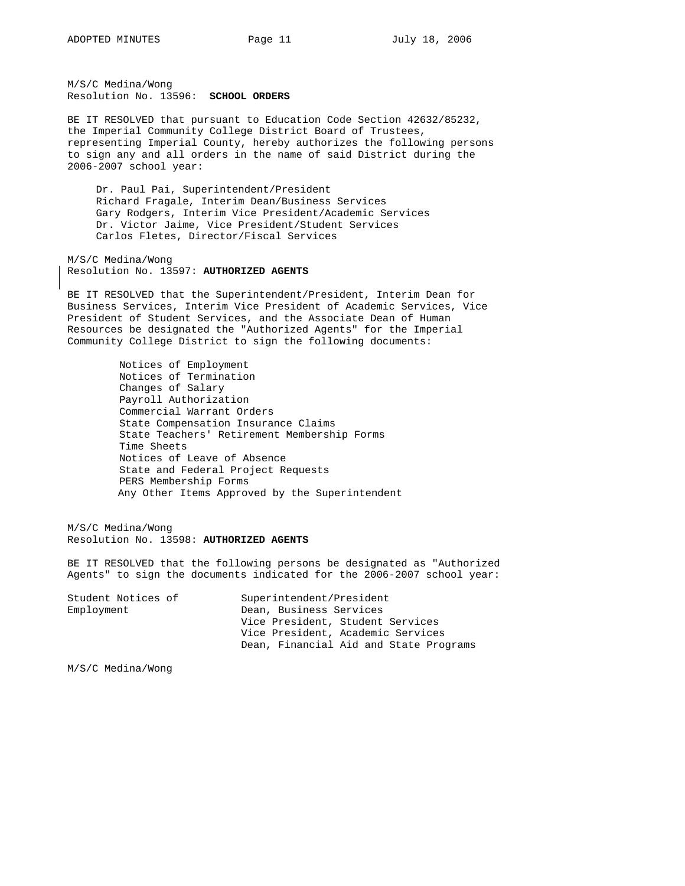M/S/C Medina/Wong
Resolution No. 13596: **SCHOOL ORDERS**

BE IT RESOLVED that pursuant to Education Code Section 42632/85232, the Imperial Community College District Board of Trustees, representing Imperial County, hereby authorizes the following persons to sign any and all orders in the name of said District during the 2006-2007 school year:

Dr. Paul Pai, Superintendent/President
Richard Fragale, Interim Dean/Business Services
Gary Rodgers, Interim Vice President/Academic Services
Dr. Victor Jaime, Vice President/Student Services
Carlos Fletes, Director/Fiscal Services

M/S/C Medina/Wong
Resolution No. 13597: **AUTHORIZED AGENTS**

BE IT RESOLVED that the Superintendent/President, Interim Dean for Business Services, Interim Vice President of Academic Services, Vice President of Student Services, and the Associate Dean of Human Resources be designated the "Authorized Agents" for the Imperial Community College District to sign the following documents:

Notices of Employment
Notices of Termination
Changes of Salary
Payroll Authorization
Commercial Warrant Orders
State Compensation Insurance Claims
State Teachers' Retirement Membership Forms
Time Sheets
Notices of Leave of Absence
State and Federal Project Requests
PERS Membership Forms
Any Other Items Approved by the Superintendent

M/S/C Medina/Wong
Resolution No. 13598: **AUTHORIZED AGENTS**

BE IT RESOLVED that the following persons be designated as "Authorized Agents" to sign the documents indicated for the 2006-2007 school year:

| | |
|---|---|
| Student Notices of Employment | Superintendent/President<br>Dean, Business Services<br>Vice President, Student Services<br>Vice President, Academic Services<br>Dean, Financial Aid and State Programs |

M/S/C Medina/Wong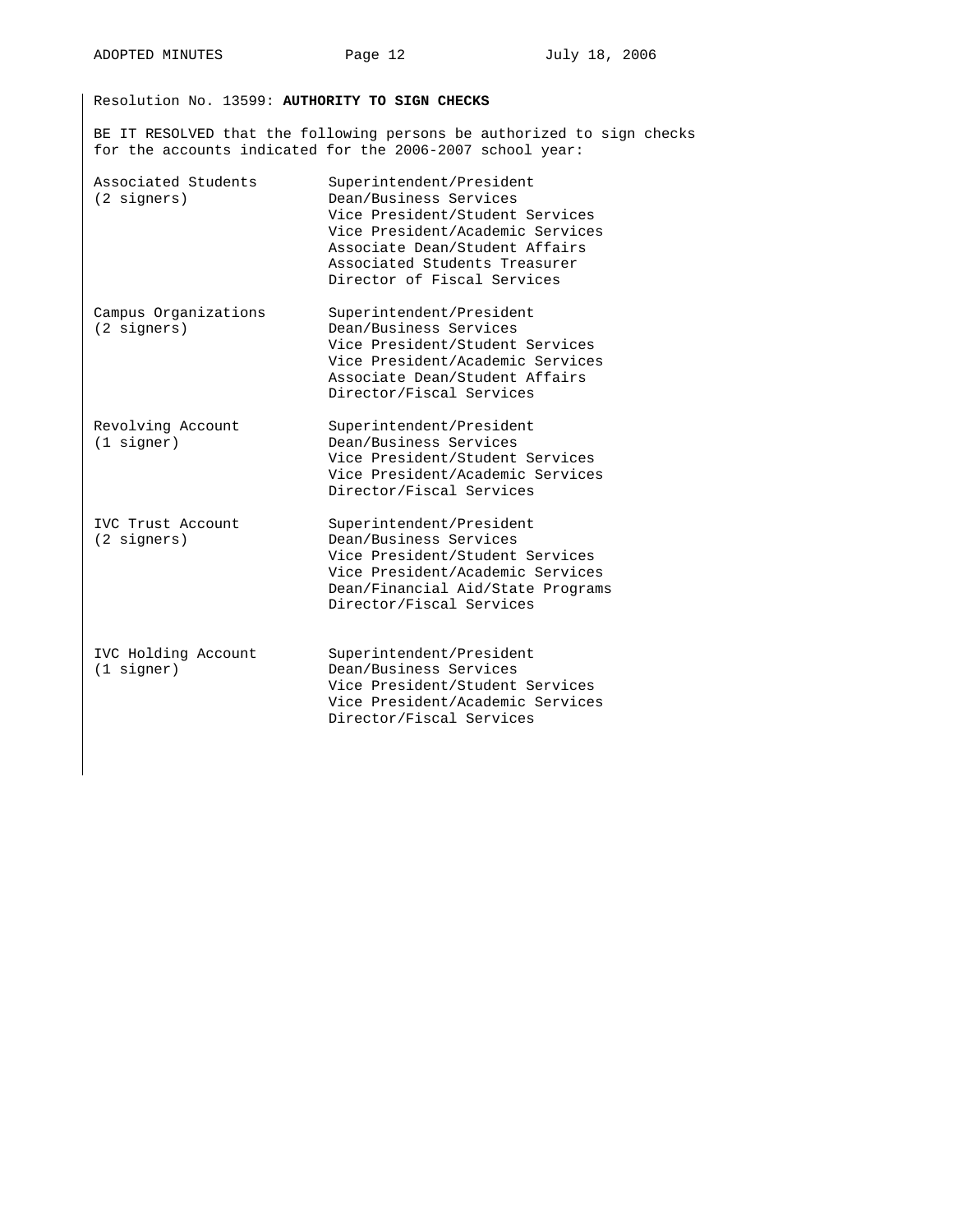Resolution No. 13599: **AUTHORITY TO SIGN CHECKS**

BE IT RESOLVED that the following persons be authorized to sign checks for the accounts indicated for the 2006-2007 school year:

| Account | Authorized Signers |
|---|---|
| Associated Students (2 signers) | Superintendent/President<br>Dean/Business Services<br>Vice President/Student Services<br>Vice President/Academic Services<br>Associate Dean/Student Affairs<br>Associated Students Treasurer<br>Director of Fiscal Services |
| Campus Organizations (2 signers) | Superintendent/President<br>Dean/Business Services<br>Vice President/Student Services<br>Vice President/Academic Services<br>Associate Dean/Student Affairs<br>Director/Fiscal Services |
| Revolving Account (1 signer) | Superintendent/President<br>Dean/Business Services<br>Vice President/Student Services<br>Vice President/Academic Services<br>Director/Fiscal Services |
| IVC Trust Account (2 signers) | Superintendent/President<br>Dean/Business Services<br>Vice President/Student Services<br>Vice President/Academic Services<br>Dean/Financial Aid/State Programs<br>Director/Fiscal Services |
| IVC Holding Account (1 signer) | Superintendent/President<br>Dean/Business Services<br>Vice President/Student Services<br>Vice President/Academic Services<br>Director/Fiscal Services |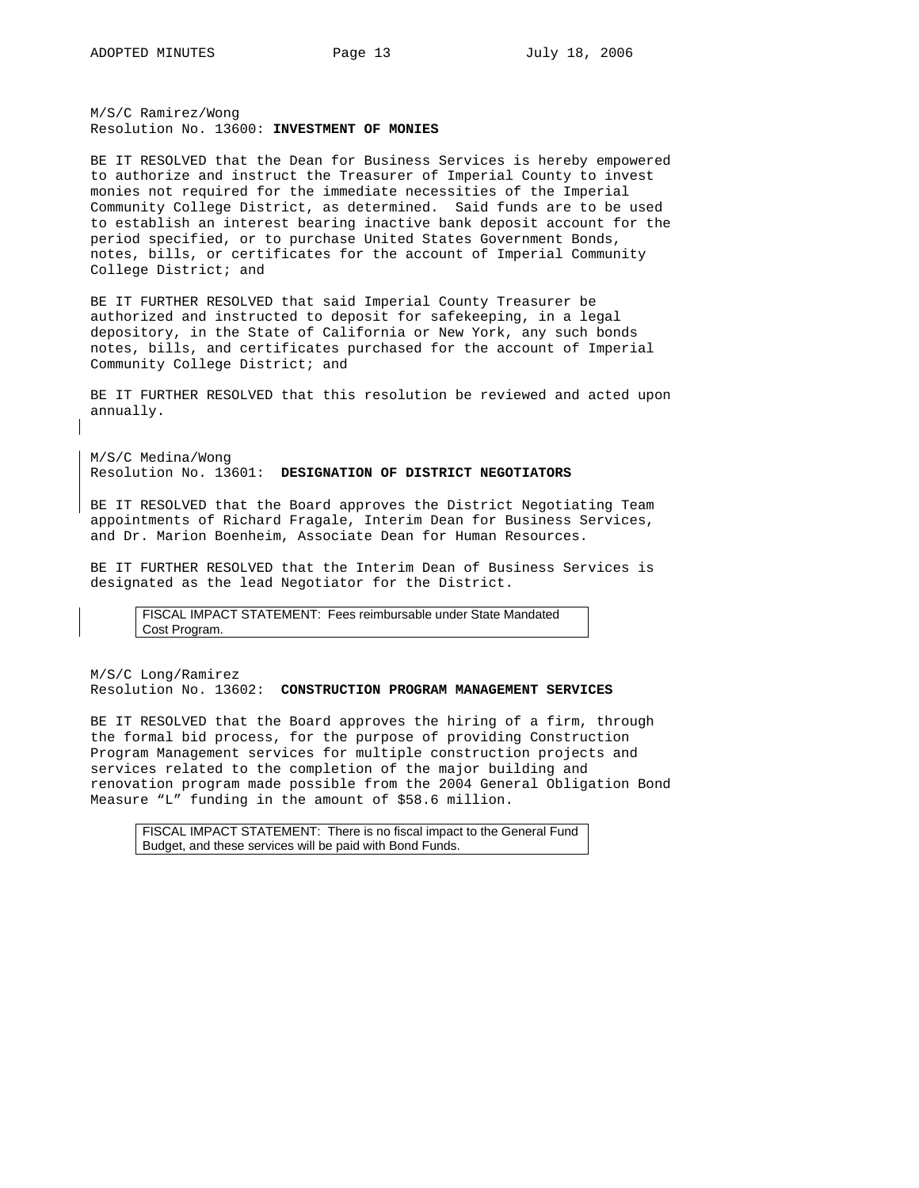M/S/C Ramirez/Wong
Resolution No. 13600: **INVESTMENT OF MONIES**

BE IT RESOLVED that the Dean for Business Services is hereby empowered to authorize and instruct the Treasurer of Imperial County to invest monies not required for the immediate necessities of the Imperial Community College District, as determined. Said funds are to be used to establish an interest bearing inactive bank deposit account for the period specified, or to purchase United States Government Bonds, notes, bills, or certificates for the account of Imperial Community College District; and

BE IT FURTHER RESOLVED that said Imperial County Treasurer be authorized and instructed to deposit for safekeeping, in a legal depository, in the State of California or New York, any such bonds notes, bills, and certificates purchased for the account of Imperial Community College District; and

BE IT FURTHER RESOLVED that this resolution be reviewed and acted upon annually.

M/S/C Medina/Wong
Resolution No. 13601: **DESIGNATION OF DISTRICT NEGOTIATORS**

BE IT RESOLVED that the Board approves the District Negotiating Team appointments of Richard Fragale, Interim Dean for Business Services, and Dr. Marion Boenheim, Associate Dean for Human Resources.

BE IT FURTHER RESOLVED that the Interim Dean of Business Services is designated as the lead Negotiator for the District.

FISCAL IMPACT STATEMENT: Fees reimbursable under State Mandated Cost Program.

M/S/C Long/Ramirez
Resolution No. 13602: **CONSTRUCTION PROGRAM MANAGEMENT SERVICES**

BE IT RESOLVED that the Board approves the hiring of a firm, through the formal bid process, for the purpose of providing Construction Program Management services for multiple construction projects and services related to the completion of the major building and renovation program made possible from the 2004 General Obligation Bond Measure "L" funding in the amount of $58.6 million.

FISCAL IMPACT STATEMENT: There is no fiscal impact to the General Fund Budget, and these services will be paid with Bond Funds.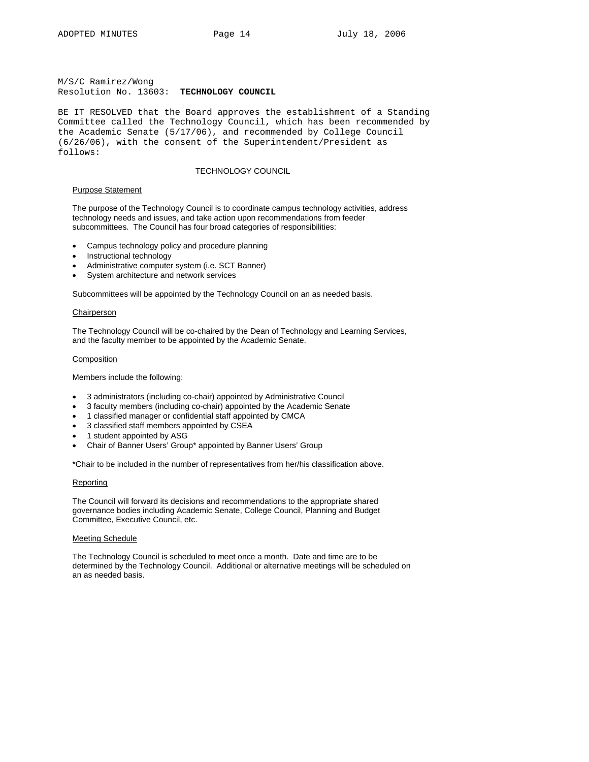M/S/C Ramirez/Wong
Resolution No. 13603: **TECHNOLOGY COUNCIL**

BE IT RESOLVED that the Board approves the establishment of a Standing Committee called the Technology Council, which has been recommended by the Academic Senate (5/17/06), and recommended by College Council (6/26/06), with the consent of the Superintendent/President as follows:

## TECHNOLOGY COUNCIL

### Purpose Statement

The purpose of the Technology Council is to coordinate campus technology activities, address technology needs and issues, and take action upon recommendations from feeder subcommittees. The Council has four broad categories of responsibilities:

- Campus technology policy and procedure planning
- Instructional technology
- Administrative computer system (i.e. SCT Banner)
- System architecture and network services

Subcommittees will be appointed by the Technology Council on an as needed basis.

### Chairperson

The Technology Council will be co-chaired by the Dean of Technology and Learning Services, and the faculty member to be appointed by the Academic Senate.

### Composition

Members include the following:

- 3 administrators (including co-chair) appointed by Administrative Council
- 3 faculty members (including co-chair) appointed by the Academic Senate
- 1 classified manager or confidential staff appointed by CMCA
- 3 classified staff members appointed by CSEA
- 1 student appointed by ASG
- Chair of Banner Users' Group* appointed by Banner Users' Group

*Chair to be included in the number of representatives from her/his classification above.

### Reporting

The Council will forward its decisions and recommendations to the appropriate shared governance bodies including Academic Senate, College Council, Planning and Budget Committee, Executive Council, etc.

### Meeting Schedule

The Technology Council is scheduled to meet once a month. Date and time are to be determined by the Technology Council. Additional or alternative meetings will be scheduled on an as needed basis.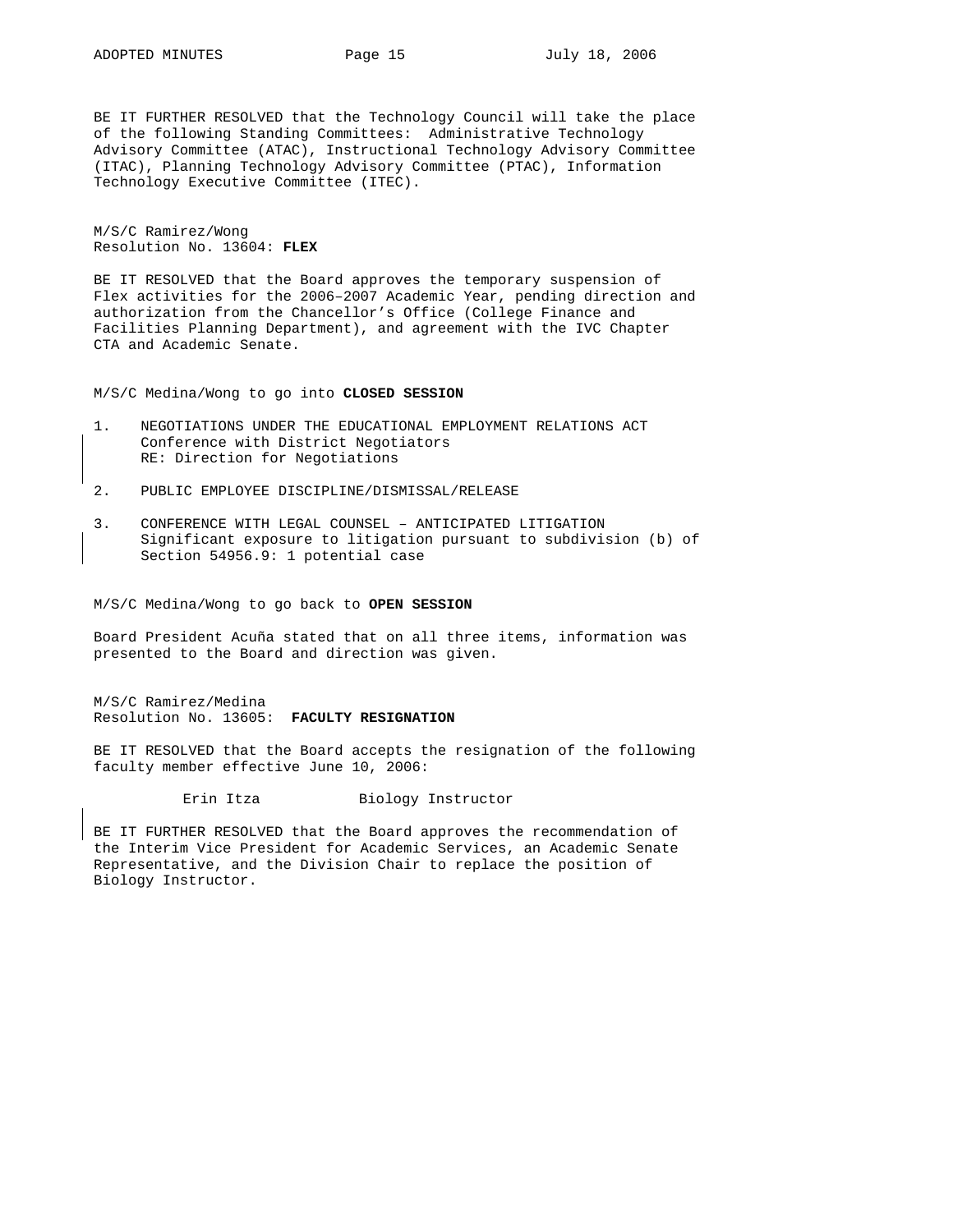BE IT FURTHER RESOLVED that the Technology Council will take the place of the following Standing Committees: Administrative Technology Advisory Committee (ATAC), Instructional Technology Advisory Committee (ITAC), Planning Technology Advisory Committee (PTAC), Information Technology Executive Committee (ITEC).

M/S/C Ramirez/Wong
Resolution No. 13604: **FLEX**

BE IT RESOLVED that the Board approves the temporary suspension of Flex activities for the 2006–2007 Academic Year, pending direction and authorization from the Chancellor's Office (College Finance and Facilities Planning Department), and agreement with the IVC Chapter CTA and Academic Senate.

M/S/C Medina/Wong to go into **CLOSED SESSION**

1. NEGOTIATIONS UNDER THE EDUCATIONAL EMPLOYMENT RELATIONS ACT
   Conference with District Negotiators
   RE: Direction for Negotiations

2. PUBLIC EMPLOYEE DISCIPLINE/DISMISSAL/RELEASE

3. CONFERENCE WITH LEGAL COUNSEL – ANTICIPATED LITIGATION
   Significant exposure to litigation pursuant to subdivision (b) of Section 54956.9: 1 potential case

M/S/C Medina/Wong to go back to **OPEN SESSION**

Board President Acuña stated that on all three items, information was presented to the Board and direction was given.

M/S/C Ramirez/Medina
Resolution No. 13605: **FACULTY RESIGNATION**

BE IT RESOLVED that the Board accepts the resignation of the following faculty member effective June 10, 2006:

Erin Itza Biology Instructor

BE IT FURTHER RESOLVED that the Board approves the recommendation of the Interim Vice President for Academic Services, an Academic Senate Representative, and the Division Chair to replace the position of Biology Instructor.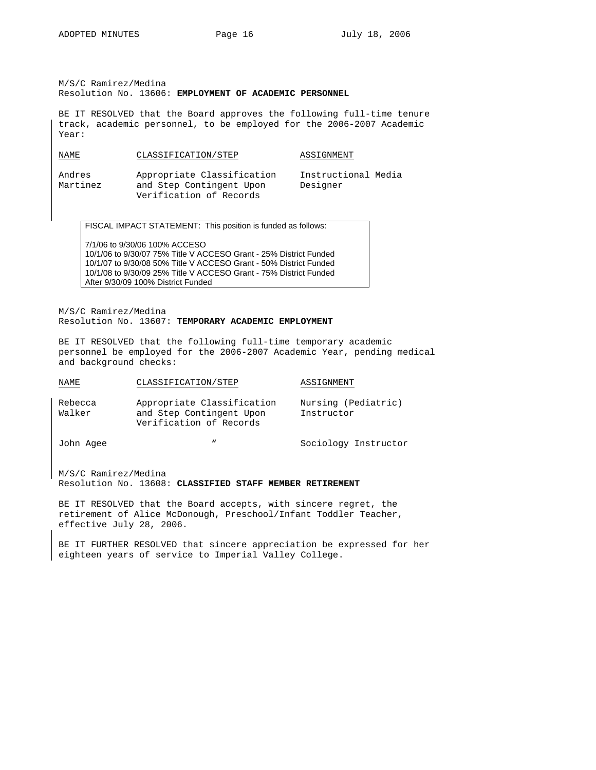M/S/C Ramirez/Medina
Resolution No. 13606: **EMPLOYMENT OF ACADEMIC PERSONNEL**

BE IT RESOLVED that the Board approves the following full-time tenure track, academic personnel, to be employed for the 2006-2007 Academic Year:

| NAME | CLASSIFICATION/STEP | ASSIGNMENT |
|---|---|---|
| Andres Martinez | Appropriate Classification and Step Contingent Upon Verification of Records | Instructional Media Designer |

FISCAL IMPACT STATEMENT: This position is funded as follows:

7/1/06 to 9/30/06 100% ACCESO
10/1/06 to 9/30/07 75% Title V ACCESO Grant - 25% District Funded
10/1/07 to 9/30/08 50% Title V ACCESO Grant - 50% District Funded
10/1/08 to 9/30/09 25% Title V ACCESO Grant - 75% District Funded
After 9/30/09 100% District Funded

M/S/C Ramirez/Medina
Resolution No. 13607: **TEMPORARY ACADEMIC EMPLOYMENT**

BE IT RESOLVED that the following full-time temporary academic personnel be employed for the 2006-2007 Academic Year, pending medical and background checks:

| NAME | CLASSIFICATION/STEP | ASSIGNMENT |
|---|---|---|
| Rebecca Walker | Appropriate Classification and Step Contingent Upon Verification of Records | Nursing (Pediatric) Instructor |
| John Agee | " | Sociology Instructor |

M/S/C Ramirez/Medina
Resolution No. 13608: **CLASSIFIED STAFF MEMBER RETIREMENT**

BE IT RESOLVED that the Board accepts, with sincere regret, the retirement of Alice McDonough, Preschool/Infant Toddler Teacher, effective July 28, 2006.

BE IT FURTHER RESOLVED that sincere appreciation be expressed for her eighteen years of service to Imperial Valley College.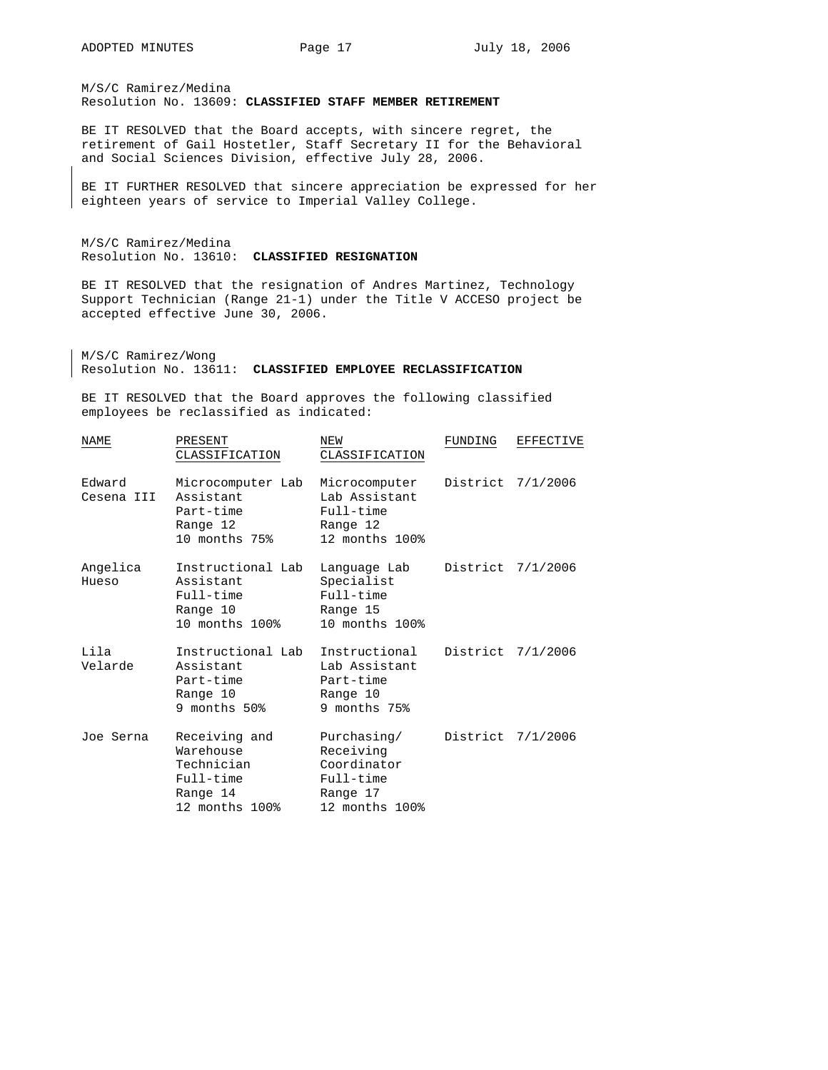M/S/C Ramirez/Medina
Resolution No. 13609: **CLASSIFIED STAFF MEMBER RETIREMENT**

BE IT RESOLVED that the Board accepts, with sincere regret, the retirement of Gail Hostetler, Staff Secretary II for the Behavioral and Social Sciences Division, effective July 28, 2006.

BE IT FURTHER RESOLVED that sincere appreciation be expressed for her eighteen years of service to Imperial Valley College.

M/S/C Ramirez/Medina
Resolution No. 13610: **CLASSIFIED RESIGNATION**

BE IT RESOLVED that the resignation of Andres Martinez, Technology Support Technician (Range 21-1) under the Title V ACCESO project be accepted effective June 30, 2006.

M/S/C Ramirez/Wong
Resolution No. 13611: **CLASSIFIED EMPLOYEE RECLASSIFICATION**

BE IT RESOLVED that the Board approves the following classified employees be reclassified as indicated:

| NAME | PRESENT CLASSIFICATION | NEW CLASSIFICATION | FUNDING | EFFECTIVE |
|---|---|---|---|---|
| Edward Cesena III | Microcomputer Lab Assistant Part-time Range 12 10 months 75% | Microcomputer Lab Assistant Full-time Range 12 12 months 100% | District | 7/1/2006 |
| Angelica Hueso | Instructional Lab Assistant Full-time Range 10 10 months 100% | Language Lab Specialist Full-time Range 15 10 months 100% | District | 7/1/2006 |
| Lila Velarde | Instructional Lab Assistant Part-time Range 10 9 months 50% | Instructional Lab Assistant Part-time Range 10 9 months 75% | District | 7/1/2006 |
| Joe Serna | Receiving and Warehouse Technician Full-time Range 14 12 months 100% | Purchasing/ Receiving Coordinator Full-time Range 17 12 months 100% | District | 7/1/2006 |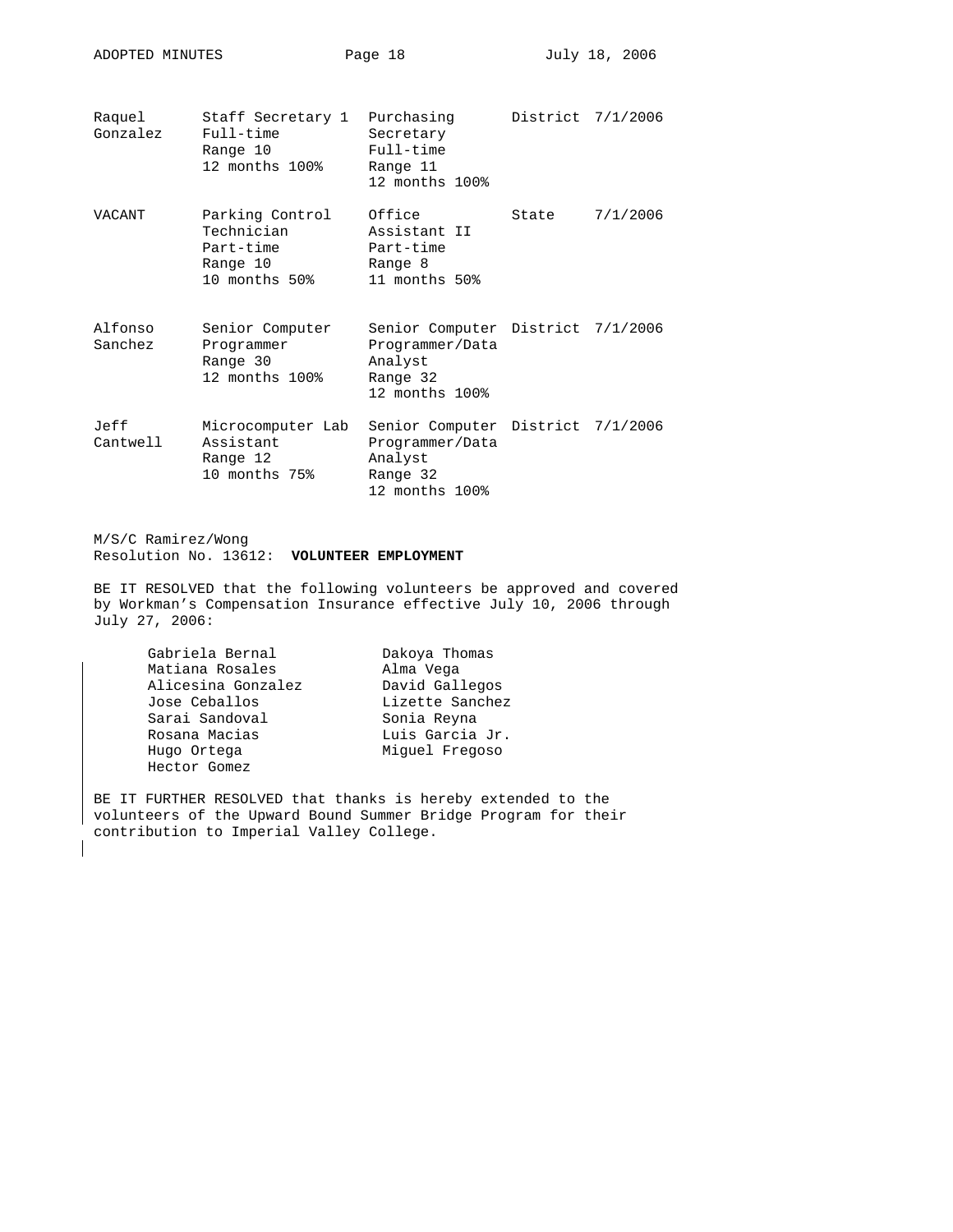| | | | | |
|---|---|---|---|---|
| Raquel Gonzalez | Staff Secretary 1<br>Full-time<br>Range 10<br>12 months 100% | Purchasing Secretary<br>Full-time<br>Range 11<br>12 months 100% | District | 7/1/2006 |
| VACANT | Parking Control Technician<br>Part-time<br>Range 10<br>10 months 50% | Office Assistant II<br>Part-time<br>Range 8<br>11 months 50% | State | 7/1/2006 |
| Alfonso Sanchez | Senior Computer Programmer<br>Range 30<br>12 months 100% | Senior Computer Programmer/Data Analyst<br>Range 32<br>12 months 100% | District | 7/1/2006 |
| Jeff Cantwell | Microcomputer Lab Assistant<br>Range 12<br>10 months 75% | Senior Computer Programmer/Data Analyst<br>Range 32<br>12 months 100% | District | 7/1/2006 |

M/S/C Ramirez/Wong
Resolution No. 13612: **VOLUNTEER EMPLOYMENT**

BE IT RESOLVED that the following volunteers be approved and covered by Workman's Compensation Insurance effective July 10, 2006 through July 27, 2006:

| | |
|---|---|
| Gabriela Bernal | Dakoya Thomas |
| Matiana Rosales | Alma Vega |
| Alicesina Gonzalez | David Gallegos |
| Jose Ceballos | Lizette Sanchez |
| Sarai Sandoval | Sonia Reyna |
| Rosana Macias | Luis Garcia Jr. |
| Hugo Ortega | Miguel Fregoso |
| Hector Gomez | |

BE IT FURTHER RESOLVED that thanks is hereby extended to the volunteers of the Upward Bound Summer Bridge Program for their contribution to Imperial Valley College.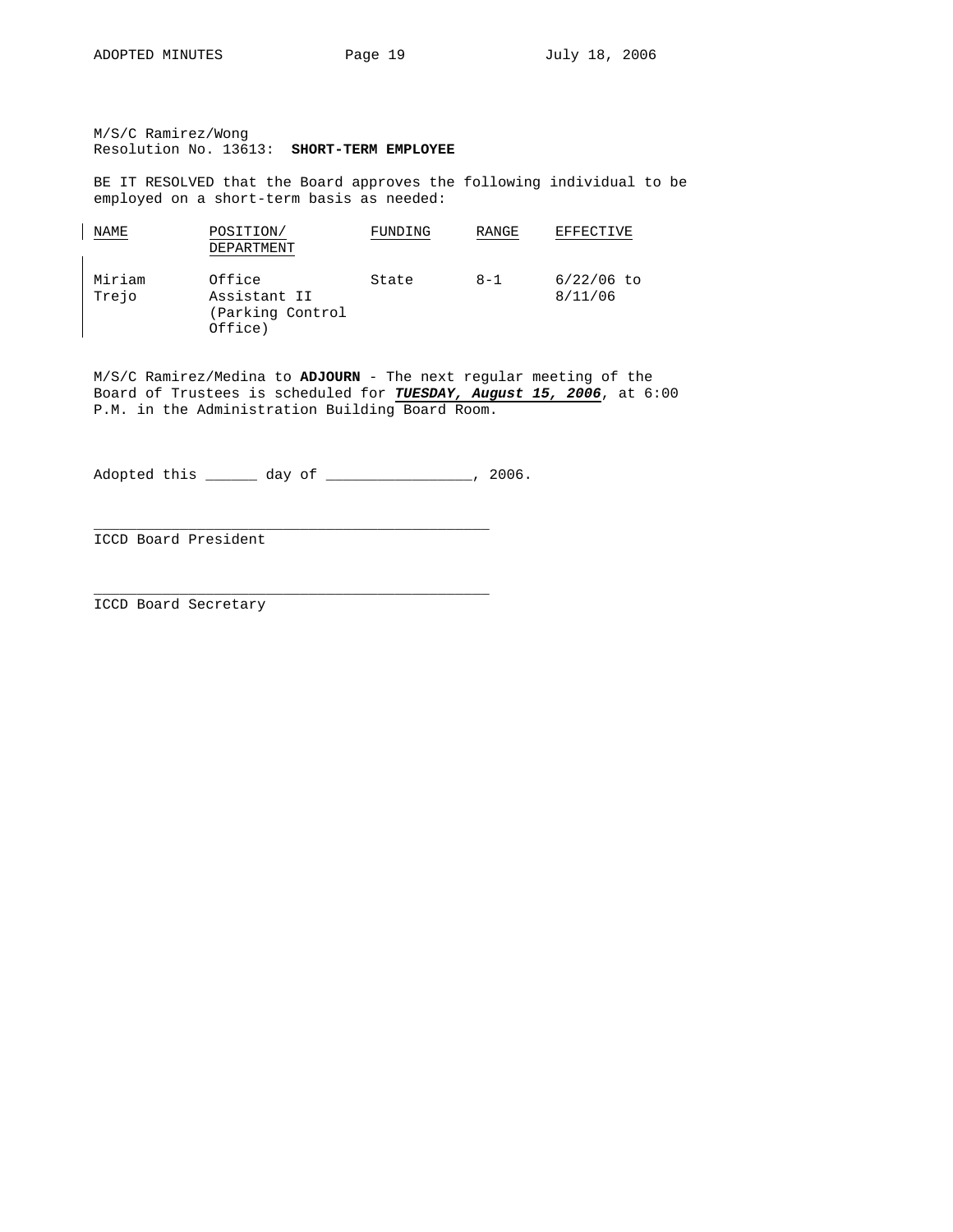M/S/C Ramirez/Wong
Resolution No. 13613: **SHORT-TERM EMPLOYEE**

BE IT RESOLVED that the Board approves the following individual to be employed on a short-term basis as needed:

| NAME | POSITION/ DEPARTMENT | FUNDING | RANGE | EFFECTIVE |
|---|---|---|---|---|
| Miriam Trejo | Office Assistant II (Parking Control Office) | State | 8-1 | 6/22/06 to 8/11/06 |

M/S/C Ramirez/Medina to **ADJOURN** - The next regular meeting of the Board of Trustees is scheduled for ***TUESDAY, August 15, 2006***, at 6:00 P.M. in the Administration Building Board Room.

Adopted this ______ day of ________________, 2006.

_______________________________________________
ICCD Board President

_______________________________________________
ICCD Board Secretary